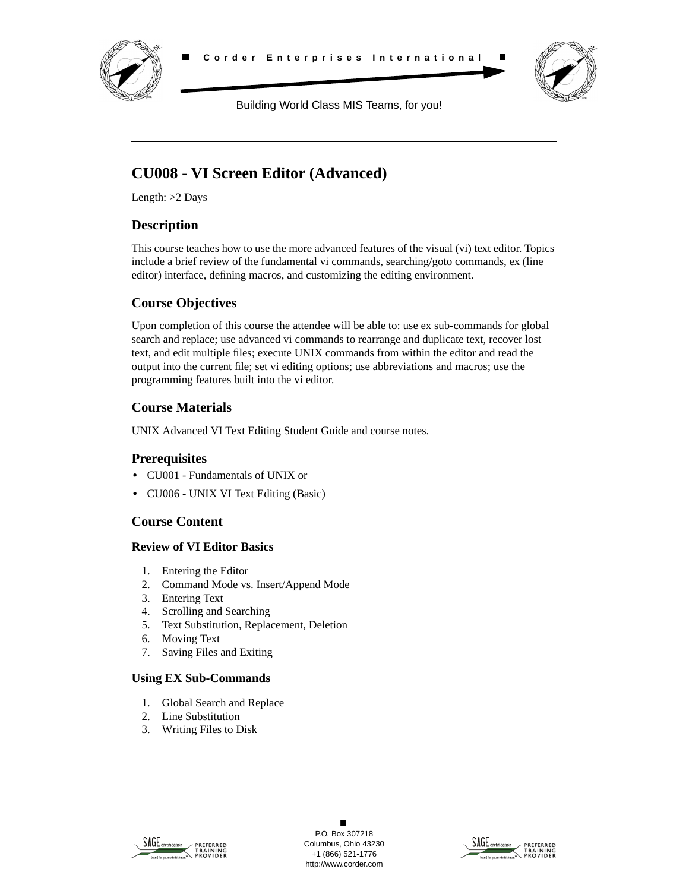Corder Enterprises International

Building World Class MIS Teams, for you!

# CU008 - VI Screen Editor (Advanced)

Length: >2 Days

## Description

This course teaches how to use the more advanced features of the visual (vi) text editor. Topics include a brief review of the fundamental vi commands, searching/goto commands, ex (line editor) interface, defining macros, and customizing the editing environment.

## Course Objectives

Upon completion of this course the attendee will be able to: use ex sub-commands for global search and replace; use advanced vi commands to rearrange and duplicate text, recover lost text, and edit multiple files; execute UNIX commands from within the editor and read the output into the current file; set vi editing options; use abbreviations and macros; use the programming features built into the vi editor.

## Course Materials

UNIX Advanced VI Text Editing Student Guide and course notes.

## Prerequisites

- CU001 - Fundamentals of UNIX or
- CU006 - UNIX VI Text Editing (Basic)

## Course Content

### Review of VI Editor Basics

1. Entering the Editor
2. Command Mode vs. Insert/Append Mode
3. Entering Text
4. Scrolling and Searching
5. Text Substitution, Replacement, Deletion
6. Moving Text
7. Saving Files and Exiting

### Using EX Sub-Commands

1. Global Search and Replace
2. Line Substitution
3. Writing Files to Disk

P.O. Box 307218
Columbus, Ohio 43230
+1 (866) 521-1776
http://www.corder.com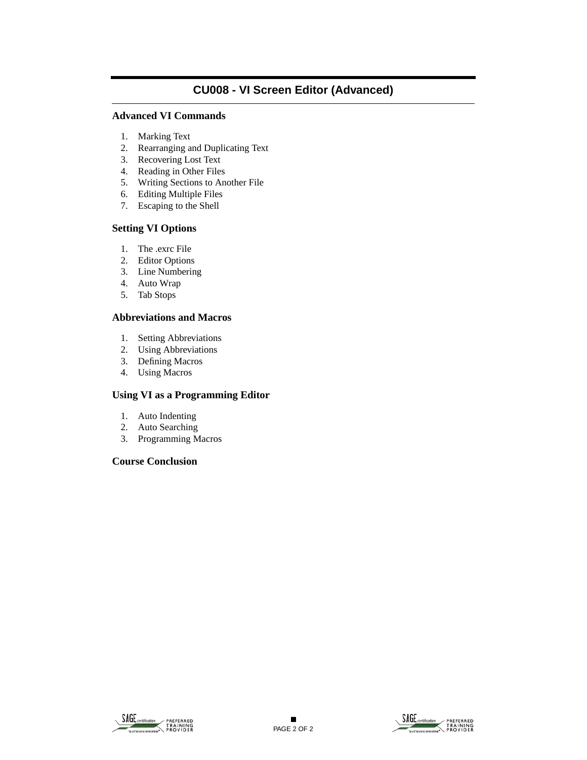# CU008 - VI Screen Editor (Advanced)

## Advanced VI Commands

1. Marking Text
2. Rearranging and Duplicating Text
3. Recovering Lost Text
4. Reading in Other Files
5. Writing Sections to Another File
6. Editing Multiple Files
7. Escaping to the Shell

## Setting VI Options

1. The .exrc File
2. Editor Options
3. Line Numbering
4. Auto Wrap
5. Tab Stops

## Abbreviations and Macros

1. Setting Abbreviations
2. Using Abbreviations
3. Defining Macros
4. Using Macros

## Using VI as a Programming Editor

1. Auto Indenting
2. Auto Searching
3. Programming Macros

## Course Conclusion